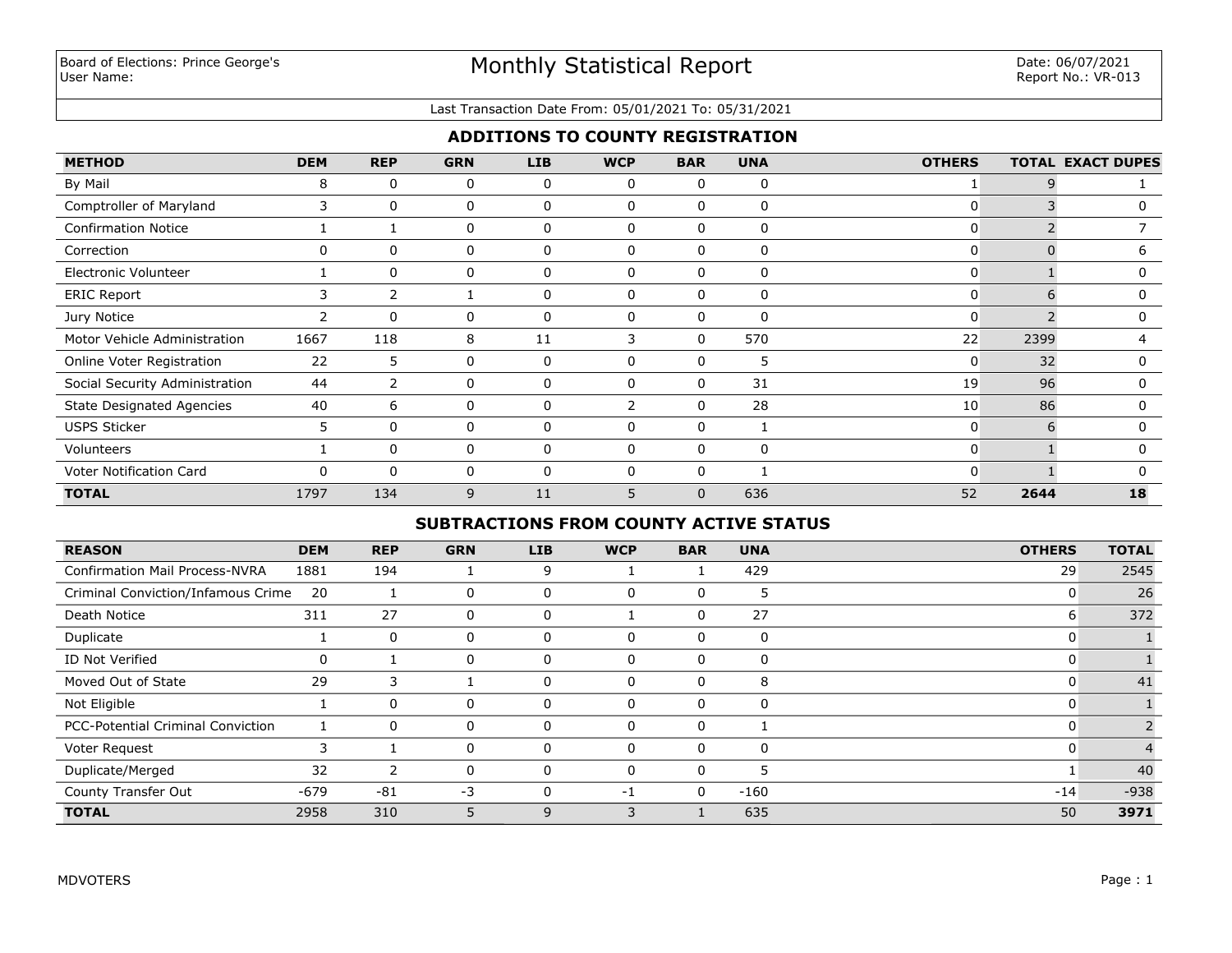Board of Elections: Prince George's
User Name:

# Monthly Statistical Report

Date: 06/07/2021
Report No.: VR-013

Last Transaction Date From: 05/01/2021 To: 05/31/2021

## ADDITIONS TO COUNTY REGISTRATION

| METHOD | DEM | REP | GRN | LIB | WCP | BAR | UNA | OTHERS | TOTAL | EXACT DUPES |
|---|---|---|---|---|---|---|---|---|---|---|
| By Mail | 8 | 0 | 0 | 0 | 0 | 0 | 0 | 1 | 9 | 1 |
| Comptroller of Maryland | 3 | 0 | 0 | 0 | 0 | 0 | 0 | 0 | 3 | 0 |
| Confirmation Notice | 1 | 1 | 0 | 0 | 0 | 0 | 0 | 0 | 2 | 7 |
| Correction | 0 | 0 | 0 | 0 | 0 | 0 | 0 | 0 | 0 | 6 |
| Electronic Volunteer | 1 | 0 | 0 | 0 | 0 | 0 | 0 | 0 | 1 | 0 |
| ERIC Report | 3 | 2 | 1 | 0 | 0 | 0 | 0 | 0 | 6 | 0 |
| Jury Notice | 2 | 0 | 0 | 0 | 0 | 0 | 0 | 0 | 2 | 0 |
| Motor Vehicle Administration | 1667 | 118 | 8 | 11 | 3 | 0 | 570 | 22 | 2399 | 4 |
| Online Voter Registration | 22 | 5 | 0 | 0 | 0 | 0 | 5 | 0 | 32 | 0 |
| Social Security Administration | 44 | 2 | 0 | 0 | 0 | 0 | 31 | 19 | 96 | 0 |
| State Designated Agencies | 40 | 6 | 0 | 0 | 2 | 0 | 28 | 10 | 86 | 0 |
| USPS Sticker | 5 | 0 | 0 | 0 | 0 | 0 | 1 | 0 | 6 | 0 |
| Volunteers | 1 | 0 | 0 | 0 | 0 | 0 | 0 | 0 | 1 | 0 |
| Voter Notification Card | 0 | 0 | 0 | 0 | 0 | 0 | 1 | 0 | 1 | 0 |
| **TOTAL** | 1797 | 134 | 9 | 11 | 5 | 0 | 636 | 52 | **2644** | **18** |

## SUBTRACTIONS FROM COUNTY ACTIVE STATUS

| REASON | DEM | REP | GRN | LIB | WCP | BAR | UNA | OTHERS | TOTAL |
|---|---|---|---|---|---|---|---|---|---|
| Confirmation Mail Process-NVRA | 1881 | 194 | 1 | 9 | 1 | 1 | 429 | 29 | 2545 |
| Criminal Conviction/Infamous Crime | 20 | 1 | 0 | 0 | 0 | 0 | 5 | 0 | 26 |
| Death Notice | 311 | 27 | 0 | 0 | 1 | 0 | 27 | 6 | 372 |
| Duplicate | 1 | 0 | 0 | 0 | 0 | 0 | 0 | 0 | 1 |
| ID Not Verified | 0 | 1 | 0 | 0 | 0 | 0 | 0 | 0 | 1 |
| Moved Out of State | 29 | 3 | 1 | 0 | 0 | 0 | 8 | 0 | 41 |
| Not Eligible | 1 | 0 | 0 | 0 | 0 | 0 | 0 | 0 | 1 |
| PCC-Potential Criminal Conviction | 1 | 0 | 0 | 0 | 0 | 0 | 1 | 0 | 2 |
| Voter Request | 3 | 1 | 0 | 0 | 0 | 0 | 0 | 0 | 4 |
| Duplicate/Merged | 32 | 2 | 0 | 0 | 0 | 0 | 5 | 1 | 40 |
| County Transfer Out | -679 | -81 | -3 | 0 | -1 | 0 | -160 | -14 | -938 |
| **TOTAL** | 2958 | 310 | 5 | 9 | 3 | 1 | 635 | 50 | **3971** |

MDVOTERS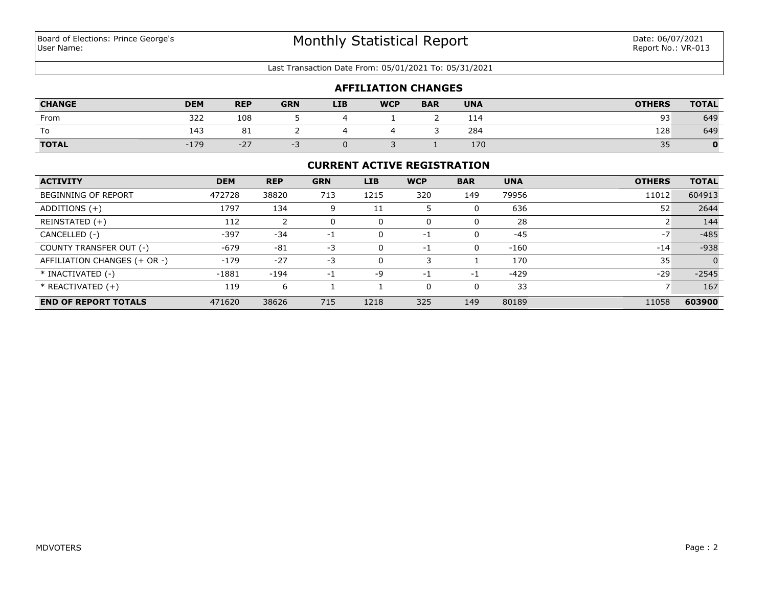Board of Elections: Prince George's
User Name:

# Monthly Statistical Report

Date: 06/07/2021
Report No.: VR-013

Last Transaction Date From: 05/01/2021 To: 05/31/2021

## AFFILIATION CHANGES

| CHANGE | DEM | REP | GRN | LIB | WCP | BAR | UNA | OTHERS | TOTAL |
|---|---|---|---|---|---|---|---|---|---|
| From | 322 | 108 | 5 | 4 | 1 | 2 | 114 | 93 | 649 |
| To | 143 | 81 | 2 | 4 | 4 | 3 | 284 | 128 | 649 |
| **TOTAL** | -179 | -27 | -3 | 0 | 3 | 1 | 170 | 35 | **0** |

## CURRENT ACTIVE REGISTRATION

| ACTIVITY | DEM | REP | GRN | LIB | WCP | BAR | UNA | OTHERS | TOTAL |
|---|---|---|---|---|---|---|---|---|---|
| BEGINNING OF REPORT | 472728 | 38820 | 713 | 1215 | 320 | 149 | 79956 | 11012 | 604913 |
| ADDITIONS (+) | 1797 | 134 | 9 | 11 | 5 | 0 | 636 | 52 | 2644 |
| REINSTATED (+) | 112 | 2 | 0 | 0 | 0 | 0 | 28 | 2 | 144 |
| CANCELLED (-) | -397 | -34 | -1 | 0 | -1 | 0 | -45 | -7 | -485 |
| COUNTY TRANSFER OUT (-) | -679 | -81 | -3 | 0 | -1 | 0 | -160 | -14 | -938 |
| AFFILIATION CHANGES (+ OR -) | -179 | -27 | -3 | 0 | 3 | 1 | 170 | 35 | 0 |
| * INACTIVATED (-) | -1881 | -194 | -1 | -9 | -1 | -1 | -429 | -29 | -2545 |
| * REACTIVATED (+) | 119 | 6 | 1 | 1 | 0 | 0 | 33 | 7 | 167 |
| **END OF REPORT TOTALS** | 471620 | 38626 | 715 | 1218 | 325 | 149 | 80189 | 11058 | **603900** |

MDVOTERS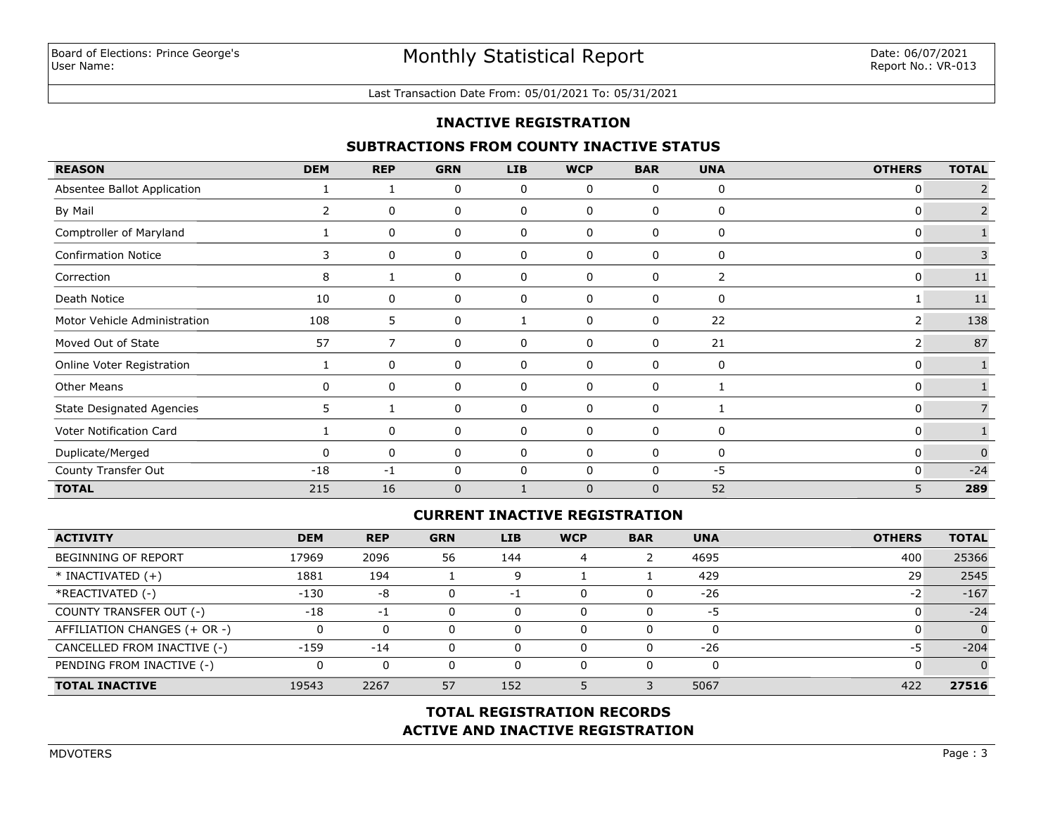Board of Elections: Prince George's
User Name:

# Monthly Statistical Report

Date: 06/07/2021
Report No.: VR-013

Last Transaction Date From: 05/01/2021 To: 05/31/2021

## INACTIVE REGISTRATION

### SUBTRACTIONS FROM COUNTY INACTIVE STATUS

| REASON | DEM | REP | GRN | LIB | WCP | BAR | UNA | OTHERS | TOTAL |
|---|---|---|---|---|---|---|---|---|---|
| Absentee Ballot Application | 1 | 1 | 0 | 0 | 0 | 0 | 0 | 0 | 2 |
| By Mail | 2 | 0 | 0 | 0 | 0 | 0 | 0 | 0 | 2 |
| Comptroller of Maryland | 1 | 0 | 0 | 0 | 0 | 0 | 0 | 0 | 1 |
| Confirmation Notice | 3 | 0 | 0 | 0 | 0 | 0 | 0 | 0 | 3 |
| Correction | 8 | 1 | 0 | 0 | 0 | 0 | 2 | 0 | 11 |
| Death Notice | 10 | 0 | 0 | 0 | 0 | 0 | 0 | 1 | 11 |
| Motor Vehicle Administration | 108 | 5 | 0 | 1 | 0 | 0 | 22 | 2 | 138 |
| Moved Out of State | 57 | 7 | 0 | 0 | 0 | 0 | 21 | 2 | 87 |
| Online Voter Registration | 1 | 0 | 0 | 0 | 0 | 0 | 0 | 0 | 1 |
| Other Means | 0 | 0 | 0 | 0 | 0 | 0 | 1 | 0 | 1 |
| State Designated Agencies | 5 | 1 | 0 | 0 | 0 | 0 | 1 | 0 | 7 |
| Voter Notification Card | 1 | 0 | 0 | 0 | 0 | 0 | 0 | 0 | 1 |
| Duplicate/Merged | 0 | 0 | 0 | 0 | 0 | 0 | 0 | 0 | 0 |
| County Transfer Out | -18 | -1 | 0 | 0 | 0 | 0 | -5 | 0 | -24 |
| **TOTAL** | 215 | 16 | 0 | 1 | 0 | 0 | 52 | 5 | **289** |

### CURRENT INACTIVE REGISTRATION

| ACTIVITY | DEM | REP | GRN | LIB | WCP | BAR | UNA | OTHERS | TOTAL |
|---|---|---|---|---|---|---|---|---|---|
| BEGINNING OF REPORT | 17969 | 2096 | 56 | 144 | 4 | 2 | 4695 | 400 | 25366 |
| * INACTIVATED (+) | 1881 | 194 | 1 | 9 | 1 | 1 | 429 | 29 | 2545 |
| *REACTIVATED (-) | -130 | -8 | 0 | -1 | 0 | 0 | -26 | -2 | -167 |
| COUNTY TRANSFER OUT (-) | -18 | -1 | 0 | 0 | 0 | 0 | -5 | 0 | -24 |
| AFFILIATION CHANGES (+ OR -) | 0 | 0 | 0 | 0 | 0 | 0 | 0 | 0 | 0 |
| CANCELLED FROM INACTIVE (-) | -159 | -14 | 0 | 0 | 0 | 0 | -26 | -5 | -204 |
| PENDING FROM INACTIVE (-) | 0 | 0 | 0 | 0 | 0 | 0 | 0 | 0 | 0 |
| **TOTAL INACTIVE** | 19543 | 2267 | 57 | 152 | 5 | 3 | 5067 | 422 | **27516** |

## TOTAL REGISTRATION RECORDS
## ACTIVE AND INACTIVE REGISTRATION

MDVOTERS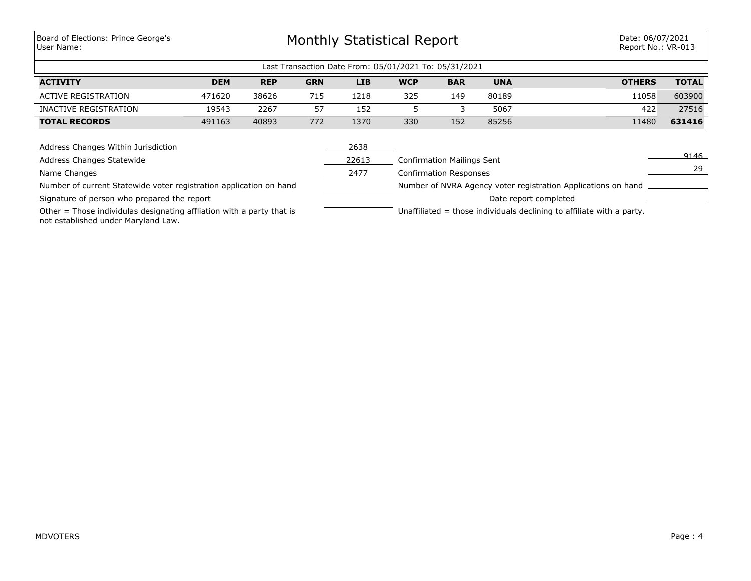Board of Elections: Prince George's
User Name:

# Monthly Statistical Report

Date: 06/07/2021
Report No.: VR-013

Last Transaction Date From: 05/01/2021 To: 05/31/2021

| ACTIVITY | DEM | REP | GRN | LIB | WCP | BAR | UNA | OTHERS | TOTAL |
|---|---|---|---|---|---|---|---|---|---|
| ACTIVE REGISTRATION | 471620 | 38626 | 715 | 1218 | 325 | 149 | 80189 | 11058 | 603900 |
| INACTIVE REGISTRATION | 19543 | 2267 | 57 | 152 | 5 | 3 | 5067 | 422 | 27516 |
| **TOTAL RECORDS** | 491163 | 40893 | 772 | 1370 | 330 | 152 | 85256 | 11480 | **631416** |

Address Changes Within Jurisdiction: 2638

Address Changes Statewide: 22613

Name Changes: 2477

Number of current Statewide voter registration application on hand:

Signature of person who prepared the report:

Other = Those individulas designating affliation with a party that is not established under Maryland Law.

Confirmation Mailings Sent: 9146

Confirmation Responses: 29

Number of NVRA Agency voter registration Applications on hand:

Date report completed:

Unaffiliated = those individuals declining to affiliate with a party.

MDVOTERS